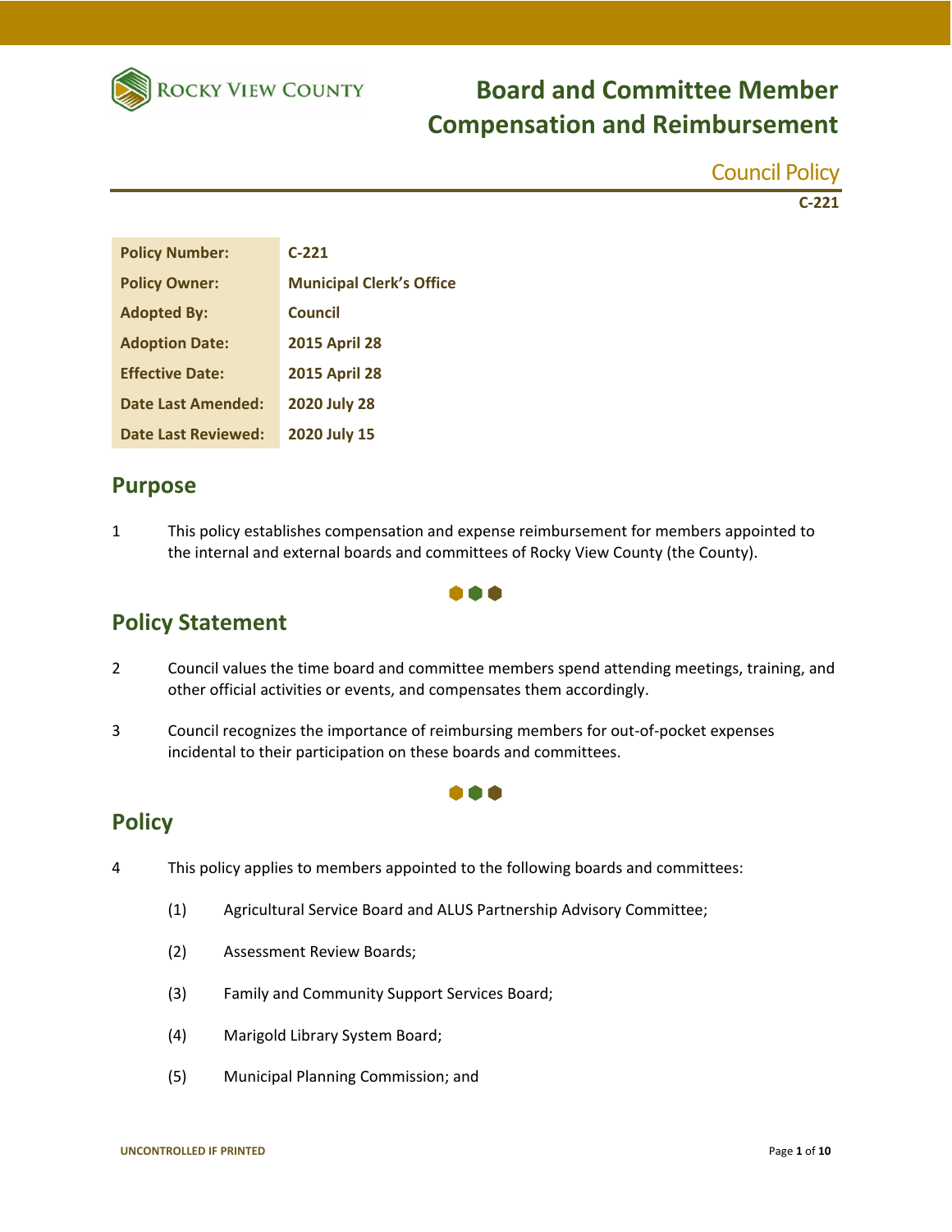# Board and Committee Member Compensation and Reimbursement

Council Policy

C-221

| Policy Number: | C-221 |
| --- | --- |
| Policy Owner: | Municipal Clerk's Office |
| Adopted By: | Council |
| Adoption Date: | 2015 April 28 |
| Effective Date: | 2015 April 28 |
| Date Last Amended: | 2020 July 28 |
| Date Last Reviewed: | 2020 July 15 |

## Purpose

1 This policy establishes compensation and expense reimbursement for members appointed to the internal and external boards and committees of Rocky View County (the County).

## Policy Statement

2 Council values the time board and committee members spend attending meetings, training, and other official activities or events, and compensates them accordingly.

3 Council recognizes the importance of reimbursing members for out-of-pocket expenses incidental to their participation on these boards and committees.

## Policy

4 This policy applies to members appointed to the following boards and committees:

(1) Agricultural Service Board and ALUS Partnership Advisory Committee;

(2) Assessment Review Boards;

(3) Family and Community Support Services Board;

(4) Marigold Library System Board;

(5) Municipal Planning Commission; and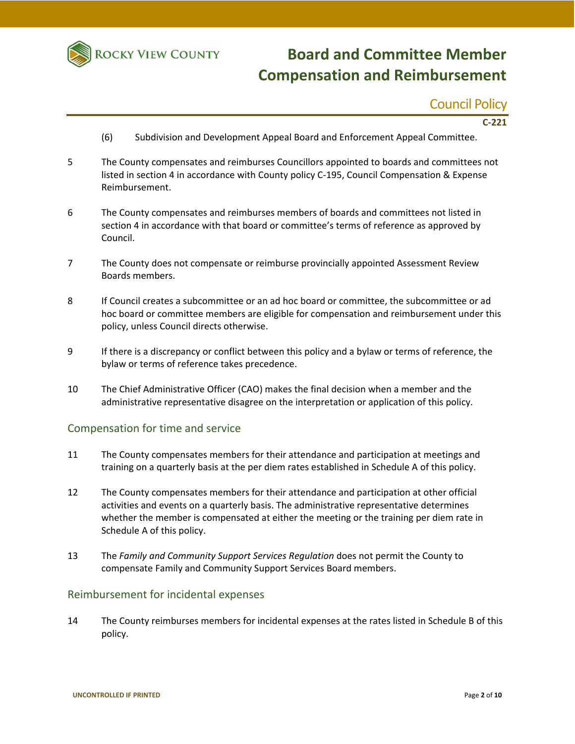(6) Subdivision and Development Appeal Board and Enforcement Appeal Committee.

5 The County compensates and reimburses Councillors appointed to boards and committees not listed in section 4 in accordance with County policy C-195, Council Compensation & Expense Reimbursement.

6 The County compensates and reimburses members of boards and committees not listed in section 4 in accordance with that board or committee's terms of reference as approved by Council.

7 The County does not compensate or reimburse provincially appointed Assessment Review Boards members.

8 If Council creates a subcommittee or an ad hoc board or committee, the subcommittee or ad hoc board or committee members are eligible for compensation and reimbursement under this policy, unless Council directs otherwise.

9 If there is a discrepancy or conflict between this policy and a bylaw or terms of reference, the bylaw or terms of reference takes precedence.

10 The Chief Administrative Officer (CAO) makes the final decision when a member and the administrative representative disagree on the interpretation or application of this policy.

## Compensation for time and service

11 The County compensates members for their attendance and participation at meetings and training on a quarterly basis at the per diem rates established in Schedule A of this policy.

12 The County compensates members for their attendance and participation at other official activities and events on a quarterly basis. The administrative representative determines whether the member is compensated at either the meeting or the training per diem rate in Schedule A of this policy.

13 The *Family and Community Support Services Regulation* does not permit the County to compensate Family and Community Support Services Board members.

## Reimbursement for incidental expenses

14 The County reimburses members for incidental expenses at the rates listed in Schedule B of this policy.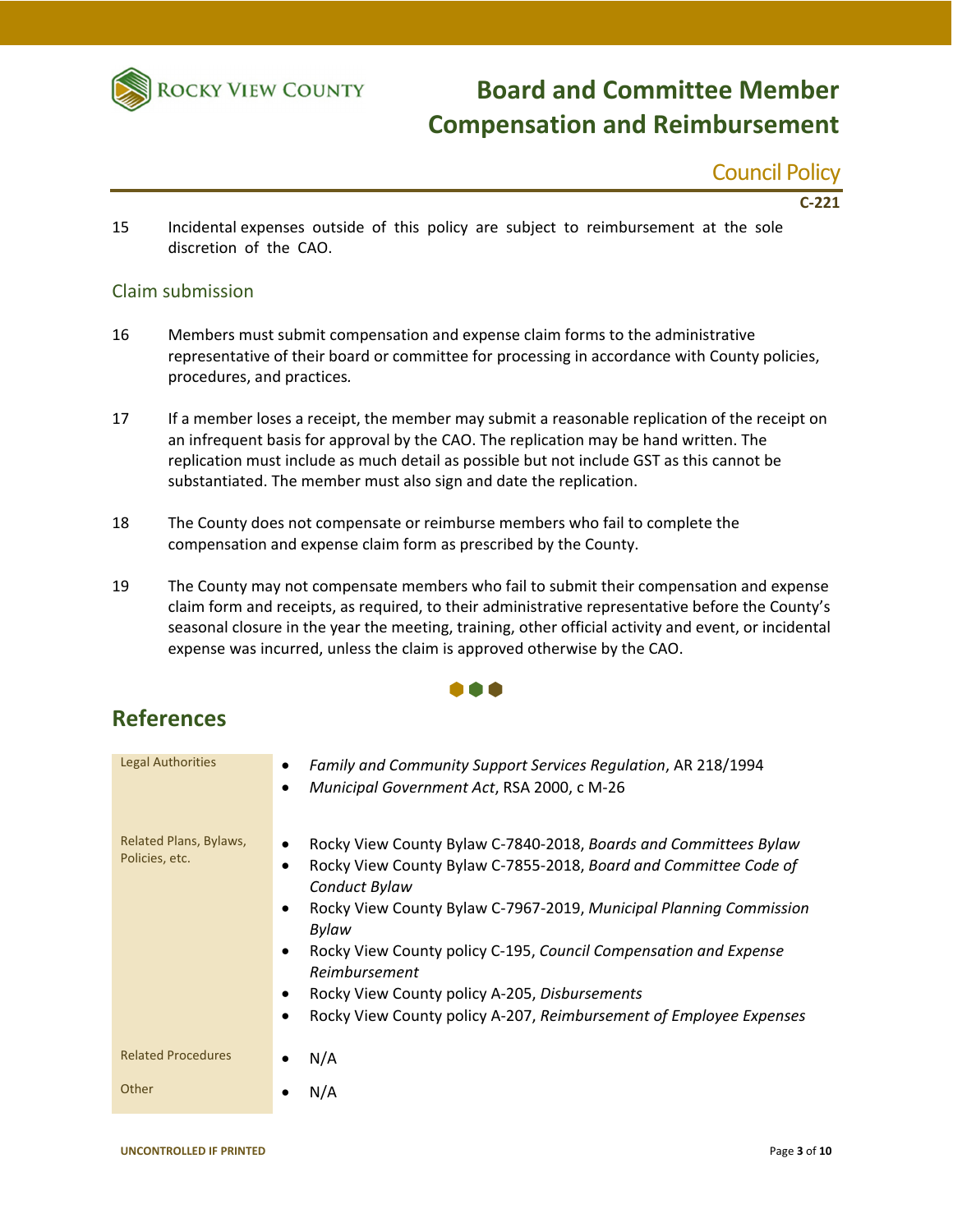15 Incidental expenses outside of this policy are subject to reimbursement at the sole discretion of the CAO.

## Claim submission

16 Members must submit compensation and expense claim forms to the administrative representative of their board or committee for processing in accordance with County policies, procedures, and practices.

17 If a member loses a receipt, the member may submit a reasonable replication of the receipt on an infrequent basis for approval by the CAO. The replication may be hand written. The replication must include as much detail as possible but not include GST as this cannot be substantiated. The member must also sign and date the replication.

18 The County does not compensate or reimburse members who fail to complete the compensation and expense claim form as prescribed by the County.

19 The County may not compensate members who fail to submit their compensation and expense claim form and receipts, as required, to their administrative representative before the County's seasonal closure in the year the meeting, training, other official activity and event, or incidental expense was incurred, unless the claim is approved otherwise by the CAO.

# References

| | |
|---|---|
| Legal Authorities | • *Family and Community Support Services Regulation*, AR 218/1994<br>• *Municipal Government Act*, RSA 2000, c M-26 |
| Related Plans, Bylaws, Policies, etc. | • Rocky View County Bylaw C-7840-2018, *Boards and Committees Bylaw*<br>• Rocky View County Bylaw C-7855-2018, *Board and Committee Code of Conduct Bylaw*<br>• Rocky View County Bylaw C-7967-2019, *Municipal Planning Commission Bylaw*<br>• Rocky View County policy C-195, *Council Compensation and Expense Reimbursement*<br>• Rocky View County policy A-205, *Disbursements*<br>• Rocky View County policy A-207, *Reimbursement of Employee Expenses* |
| Related Procedures | • N/A |
| Other | • N/A |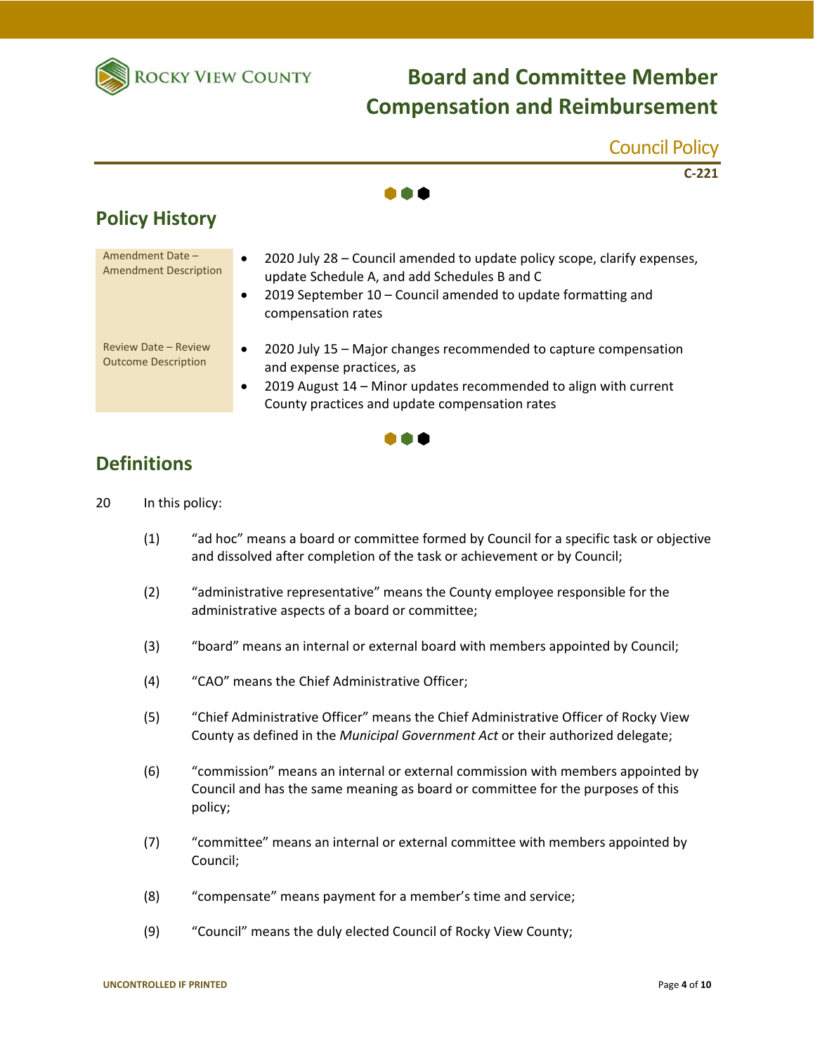# Board and Committee Member Compensation and Reimbursement

Council Policy

C-221

## Policy History

| | |
|---|---|
| Amendment Date – Amendment Description | • 2020 July 28 – Council amended to update policy scope, clarify expenses, update Schedule A, and add Schedules B and C<br>• 2019 September 10 – Council amended to update formatting and compensation rates |
| Review Date – Review Outcome Description | • 2020 July 15 – Major changes recommended to capture compensation and expense practices, as<br>• 2019 August 14 – Minor updates recommended to align with current County practices and update compensation rates |

## Definitions

20 In this policy:

(1) "ad hoc" means a board or committee formed by Council for a specific task or objective and dissolved after completion of the task or achievement or by Council;

(2) "administrative representative" means the County employee responsible for the administrative aspects of a board or committee;

(3) "board" means an internal or external board with members appointed by Council;

(4) "CAO" means the Chief Administrative Officer;

(5) "Chief Administrative Officer" means the Chief Administrative Officer of Rocky View County as defined in the *Municipal Government Act* or their authorized delegate;

(6) "commission" means an internal or external commission with members appointed by Council and has the same meaning as board or committee for the purposes of this policy;

(7) "committee" means an internal or external committee with members appointed by Council;

(8) "compensate" means payment for a member's time and service;

(9) "Council" means the duly elected Council of Rocky View County;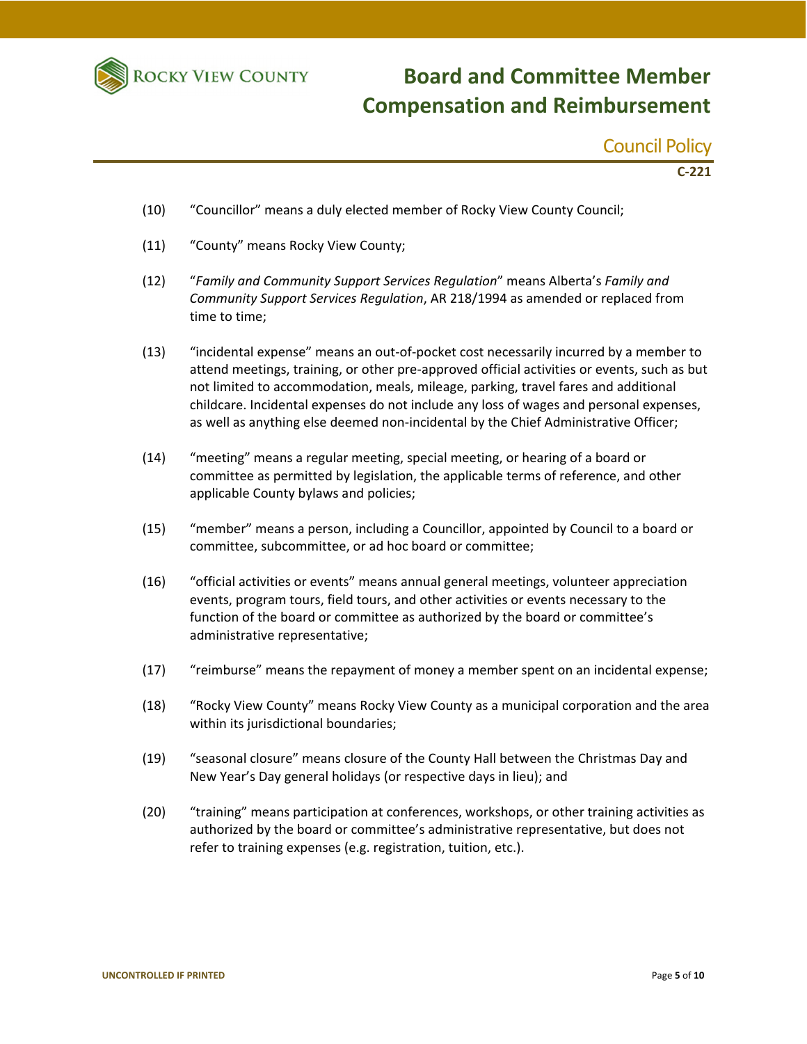(10) “Councillor” means a duly elected member of Rocky View County Council;

(11) “County” means Rocky View County;

(12) “*Family and Community Support Services Regulation*” means Alberta’s *Family and Community Support Services Regulation*, AR 218/1994 as amended or replaced from time to time;

(13) “incidental expense” means an out-of-pocket cost necessarily incurred by a member to attend meetings, training, or other pre-approved official activities or events, such as but not limited to accommodation, meals, mileage, parking, travel fares and additional childcare. Incidental expenses do not include any loss of wages and personal expenses, as well as anything else deemed non-incidental by the Chief Administrative Officer;

(14) “meeting” means a regular meeting, special meeting, or hearing of a board or committee as permitted by legislation, the applicable terms of reference, and other applicable County bylaws and policies;

(15) “member” means a person, including a Councillor, appointed by Council to a board or committee, subcommittee, or ad hoc board or committee;

(16) “official activities or events” means annual general meetings, volunteer appreciation events, program tours, field tours, and other activities or events necessary to the function of the board or committee as authorized by the board or committee’s administrative representative;

(17) “reimburse” means the repayment of money a member spent on an incidental expense;

(18) “Rocky View County” means Rocky View County as a municipal corporation and the area within its jurisdictional boundaries;

(19) “seasonal closure” means closure of the County Hall between the Christmas Day and New Year’s Day general holidays (or respective days in lieu); and

(20) “training” means participation at conferences, workshops, or other training activities as authorized by the board or committee’s administrative representative, but does not refer to training expenses (e.g. registration, tuition, etc.).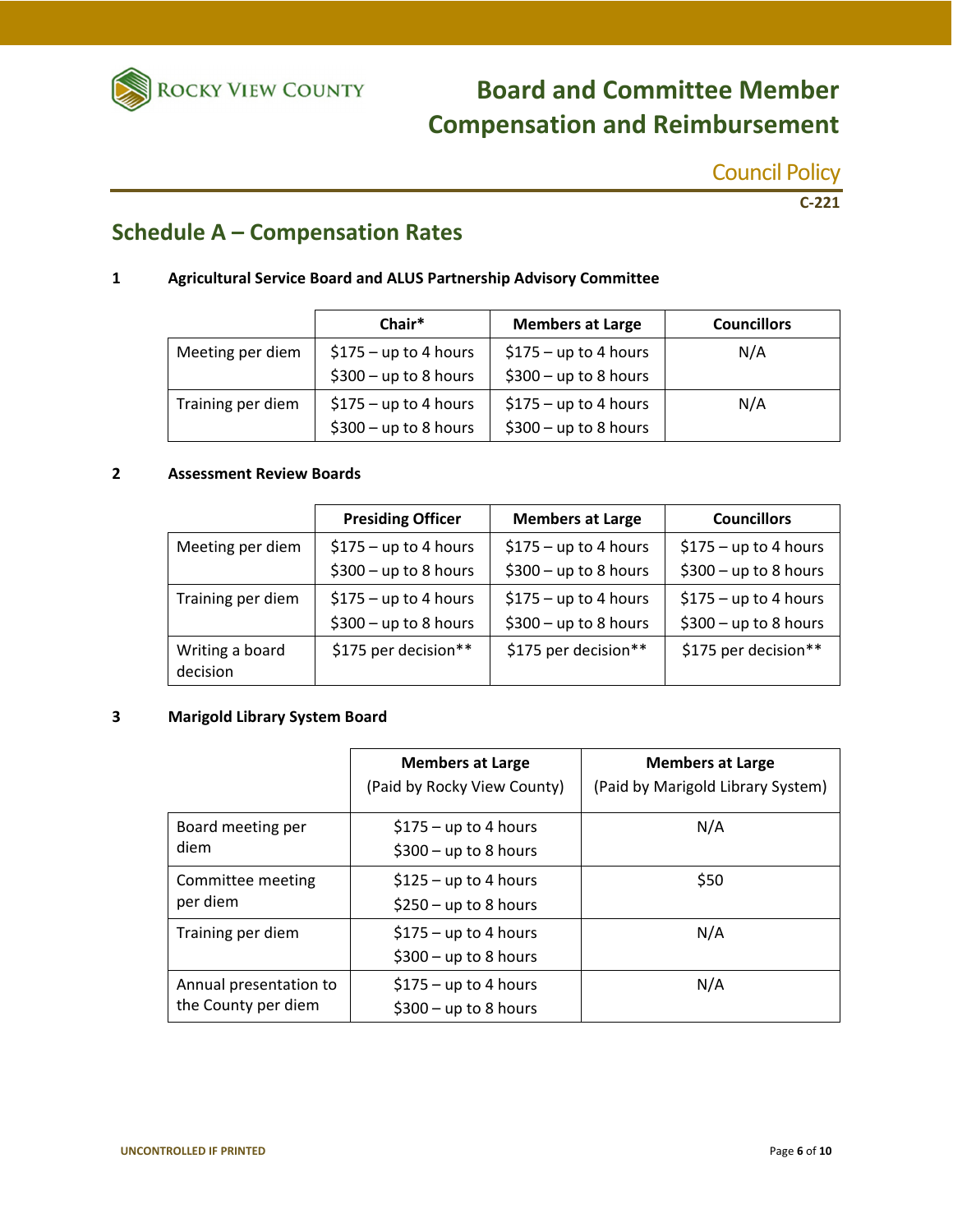## Schedule A – Compensation Rates

**1 Agricultural Service Board and ALUS Partnership Advisory Committee**

| | Chair* | Members at Large | Councillors |
|---|---|---|---|
| Meeting per diem | $175 – up to 4 hours<br>$300 – up to 8 hours | $175 – up to 4 hours<br>$300 – up to 8 hours | N/A |
| Training per diem | $175 – up to 4 hours<br>$300 – up to 8 hours | $175 – up to 4 hours<br>$300 – up to 8 hours | N/A |

**2 Assessment Review Boards**

| | Presiding Officer | Members at Large | Councillors |
|---|---|---|---|
| Meeting per diem | $175 – up to 4 hours<br>$300 – up to 8 hours | $175 – up to 4 hours<br>$300 – up to 8 hours | $175 – up to 4 hours<br>$300 – up to 8 hours |
| Training per diem | $175 – up to 4 hours<br>$300 – up to 8 hours | $175 – up to 4 hours<br>$300 – up to 8 hours | $175 – up to 4 hours<br>$300 – up to 8 hours |
| Writing a board decision | $175 per decision** | $175 per decision** | $175 per decision** |

**3 Marigold Library System Board**

| | Members at Large (Paid by Rocky View County) | Members at Large (Paid by Marigold Library System) |
|---|---|---|
| Board meeting per diem | $175 – up to 4 hours<br>$300 – up to 8 hours | N/A |
| Committee meeting per diem | $125 – up to 4 hours<br>$250 – up to 8 hours | $50 |
| Training per diem | $175 – up to 4 hours<br>$300 – up to 8 hours | N/A |
| Annual presentation to the County per diem | $175 – up to 4 hours<br>$300 – up to 8 hours | N/A |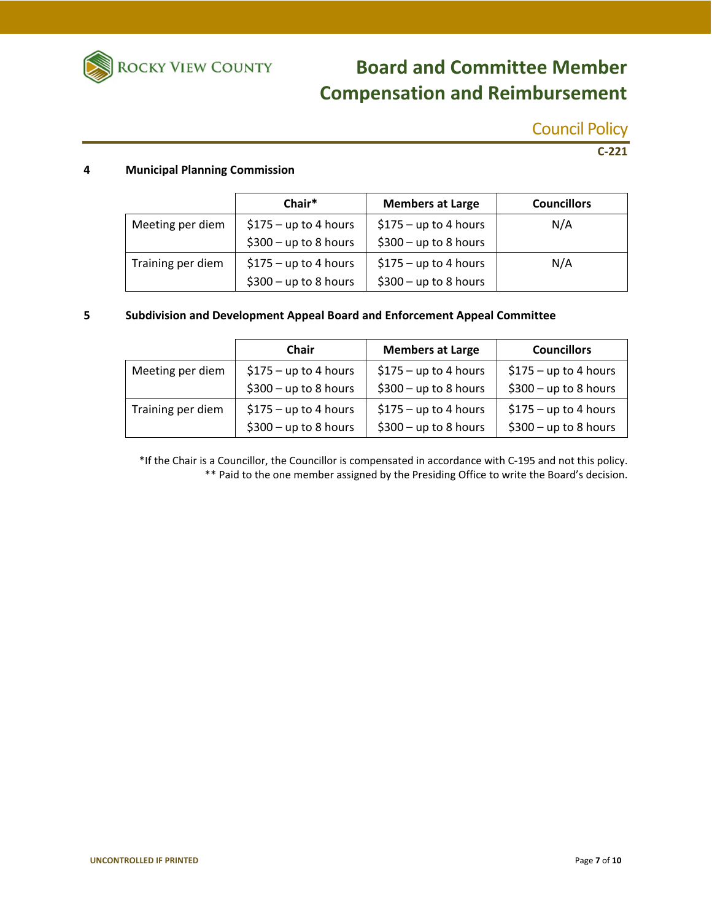**4 Municipal Planning Commission**

| | Chair* | Members at Large | Councillors |
|---|---|---|---|
| Meeting per diem | $175 – up to 4 hours<br>$300 – up to 8 hours | $175 – up to 4 hours<br>$300 – up to 8 hours | N/A |
| Training per diem | $175 – up to 4 hours<br>$300 – up to 8 hours | $175 – up to 4 hours<br>$300 – up to 8 hours | N/A |

**5 Subdivision and Development Appeal Board and Enforcement Appeal Committee**

| | Chair | Members at Large | Councillors |
|---|---|---|---|
| Meeting per diem | $175 – up to 4 hours<br>$300 – up to 8 hours | $175 – up to 4 hours<br>$300 – up to 8 hours | $175 – up to 4 hours<br>$300 – up to 8 hours |
| Training per diem | $175 – up to 4 hours<br>$300 – up to 8 hours | $175 – up to 4 hours<br>$300 – up to 8 hours | $175 – up to 4 hours<br>$300 – up to 8 hours |

*If the Chair is a Councillor, the Councillor is compensated in accordance with C-195 and not this policy.

** Paid to the one member assigned by the Presiding Office to write the Board's decision.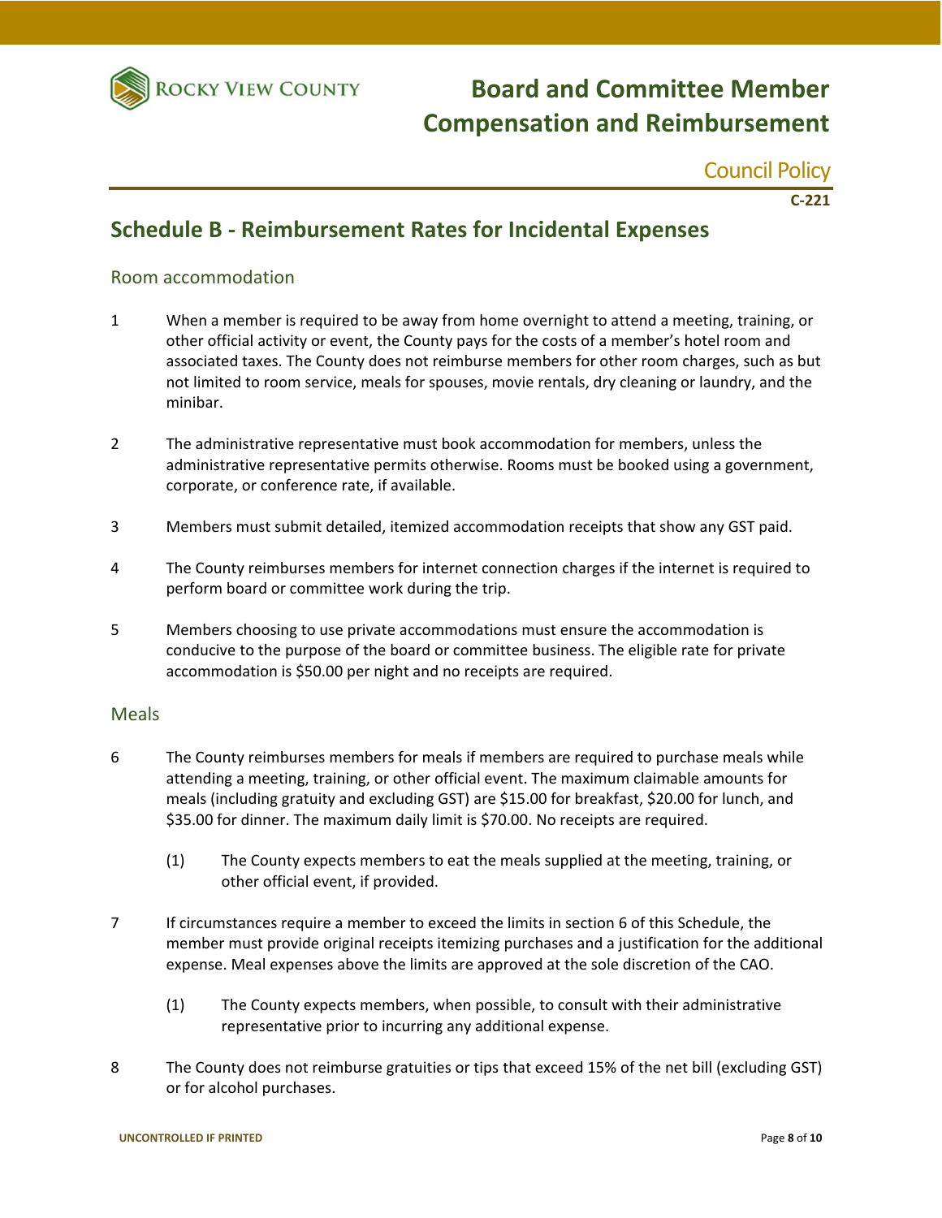## Schedule B - Reimbursement Rates for Incidental Expenses

### Room accommodation

1 When a member is required to be away from home overnight to attend a meeting, training, or other official activity or event, the County pays for the costs of a member's hotel room and associated taxes. The County does not reimburse members for other room charges, such as but not limited to room service, meals for spouses, movie rentals, dry cleaning or laundry, and the minibar.

2 The administrative representative must book accommodation for members, unless the administrative representative permits otherwise. Rooms must be booked using a government, corporate, or conference rate, if available.

3 Members must submit detailed, itemized accommodation receipts that show any GST paid.

4 The County reimburses members for internet connection charges if the internet is required to perform board or committee work during the trip.

5 Members choosing to use private accommodations must ensure the accommodation is conducive to the purpose of the board or committee business. The eligible rate for private accommodation is $50.00 per night and no receipts are required.

### Meals

6 The County reimburses members for meals if members are required to purchase meals while attending a meeting, training, or other official event. The maximum claimable amounts for meals (including gratuity and excluding GST) are $15.00 for breakfast, $20.00 for lunch, and $35.00 for dinner. The maximum daily limit is $70.00. No receipts are required.

  (1) The County expects members to eat the meals supplied at the meeting, training, or other official event, if provided.

7 If circumstances require a member to exceed the limits in section 6 of this Schedule, the member must provide original receipts itemizing purchases and a justification for the additional expense. Meal expenses above the limits are approved at the sole discretion of the CAO.

  (1) The County expects members, when possible, to consult with their administrative representative prior to incurring any additional expense.

8 The County does not reimburse gratuities or tips that exceed 15% of the net bill (excluding GST) or for alcohol purchases.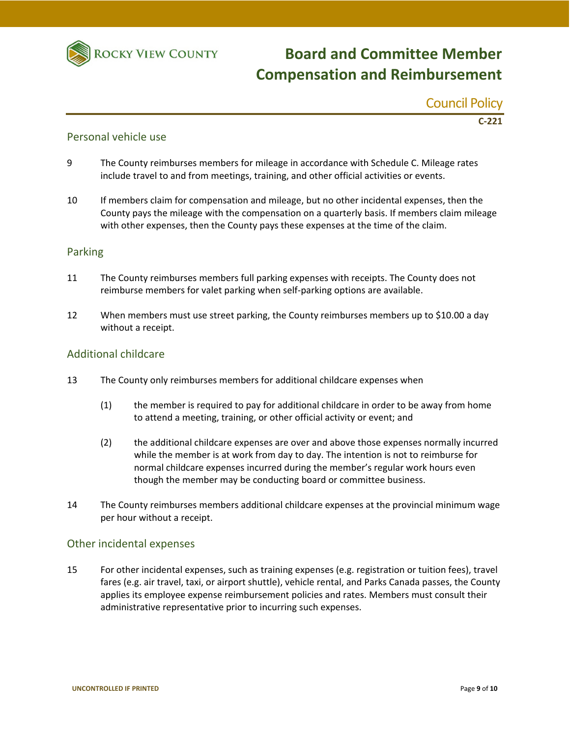## Personal vehicle use

9 The County reimburses members for mileage in accordance with Schedule C. Mileage rates include travel to and from meetings, training, and other official activities or events.

10 If members claim for compensation and mileage, but no other incidental expenses, then the County pays the mileage with the compensation on a quarterly basis. If members claim mileage with other expenses, then the County pays these expenses at the time of the claim.

## Parking

11 The County reimburses members full parking expenses with receipts. The County does not reimburse members for valet parking when self-parking options are available.

12 When members must use street parking, the County reimburses members up to $10.00 a day without a receipt.

## Additional childcare

13 The County only reimburses members for additional childcare expenses when

(1) the member is required to pay for additional childcare in order to be away from home to attend a meeting, training, or other official activity or event; and

(2) the additional childcare expenses are over and above those expenses normally incurred while the member is at work from day to day. The intention is not to reimburse for normal childcare expenses incurred during the member's regular work hours even though the member may be conducting board or committee business.

14 The County reimburses members additional childcare expenses at the provincial minimum wage per hour without a receipt.

## Other incidental expenses

15 For other incidental expenses, such as training expenses (e.g. registration or tuition fees), travel fares (e.g. air travel, taxi, or airport shuttle), vehicle rental, and Parks Canada passes, the County applies its employee expense reimbursement policies and rates. Members must consult their administrative representative prior to incurring such expenses.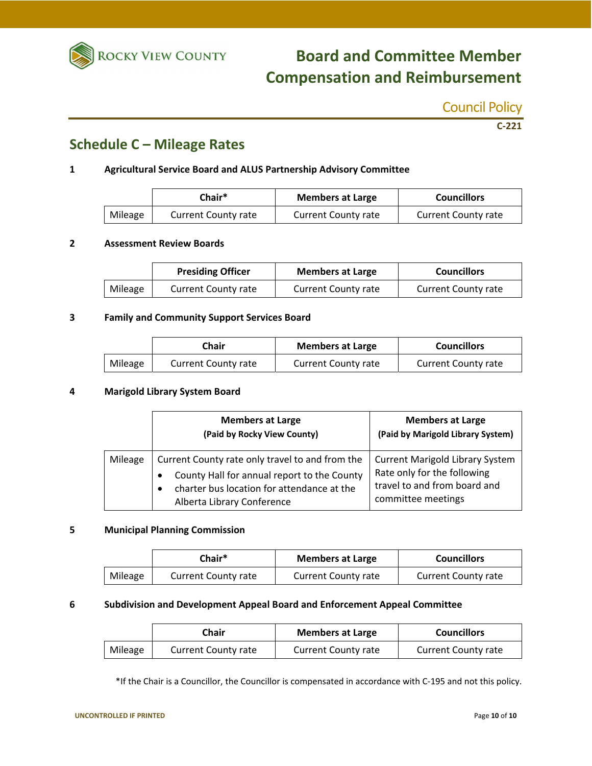# Schedule C – Mileage Rates

**1 Agricultural Service Board and ALUS Partnership Advisory Committee**

| | Chair* | Members at Large | Councillors |
|---|---|---|---|
| Mileage | Current County rate | Current County rate | Current County rate |

**2 Assessment Review Boards**

| | Presiding Officer | Members at Large | Councillors |
|---|---|---|---|
| Mileage | Current County rate | Current County rate | Current County rate |

**3 Family and Community Support Services Board**

| | Chair | Members at Large | Councillors |
|---|---|---|---|
| Mileage | Current County rate | Current County rate | Current County rate |

**4 Marigold Library System Board**

| | Members at Large (Paid by Rocky View County) | Members at Large (Paid by Marigold Library System) |
|---|---|---|
| Mileage | Current County rate only travel to and from the<br>• County Hall for annual report to the County<br>• charter bus location for attendance at the Alberta Library Conference | Current Marigold Library System Rate only for the following travel to and from board and committee meetings |

**5 Municipal Planning Commission**

| | Chair* | Members at Large | Councillors |
|---|---|---|---|
| Mileage | Current County rate | Current County rate | Current County rate |

**6 Subdivision and Development Appeal Board and Enforcement Appeal Committee**

| | Chair | Members at Large | Councillors |
|---|---|---|---|
| Mileage | Current County rate | Current County rate | Current County rate |

*If the Chair is a Councillor, the Councillor is compensated in accordance with C-195 and not this policy.